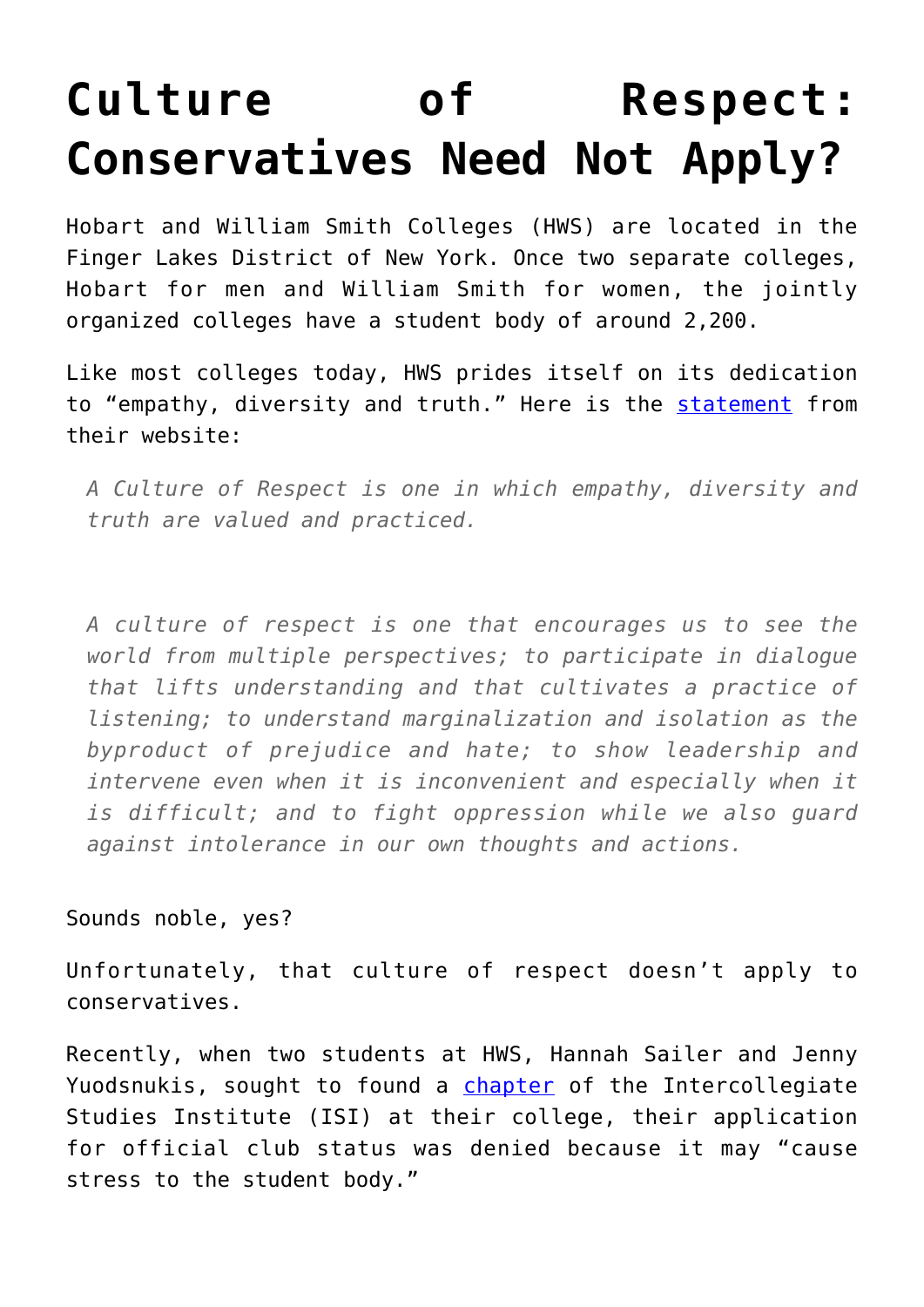# Culture of Respect: Conservatives Need Not Apply?

Hobart and William Smith Colleges (HWS) are located in the Finger Lakes District of New York. Once two separate colleges, Hobart for men and William Smith for women, the jointly organized colleges have a student body of around 2,200.

Like most colleges today, HWS prides itself on its dedication to "empathy, diversity and truth." Here is the statement from their website:

> *A Culture of Respect is one in which empathy, diversity and truth are valued and practiced.*
>
> *A culture of respect is one that encourages us to see the world from multiple perspectives; to participate in dialogue that lifts understanding and that cultivates a practice of listening; to understand marginalization and isolation as the byproduct of prejudice and hate; to show leadership and intervene even when it is inconvenient and especially when it is difficult; and to fight oppression while we also guard against intolerance in our own thoughts and actions.*

Sounds noble, yes?

Unfortunately, that culture of respect doesn't apply to conservatives.

Recently, when two students at HWS, Hannah Sailer and Jenny Yuodsnukis, sought to found a chapter of the Intercollegiate Studies Institute (ISI) at their college, their application for official club status was denied because it may "cause stress to the student body."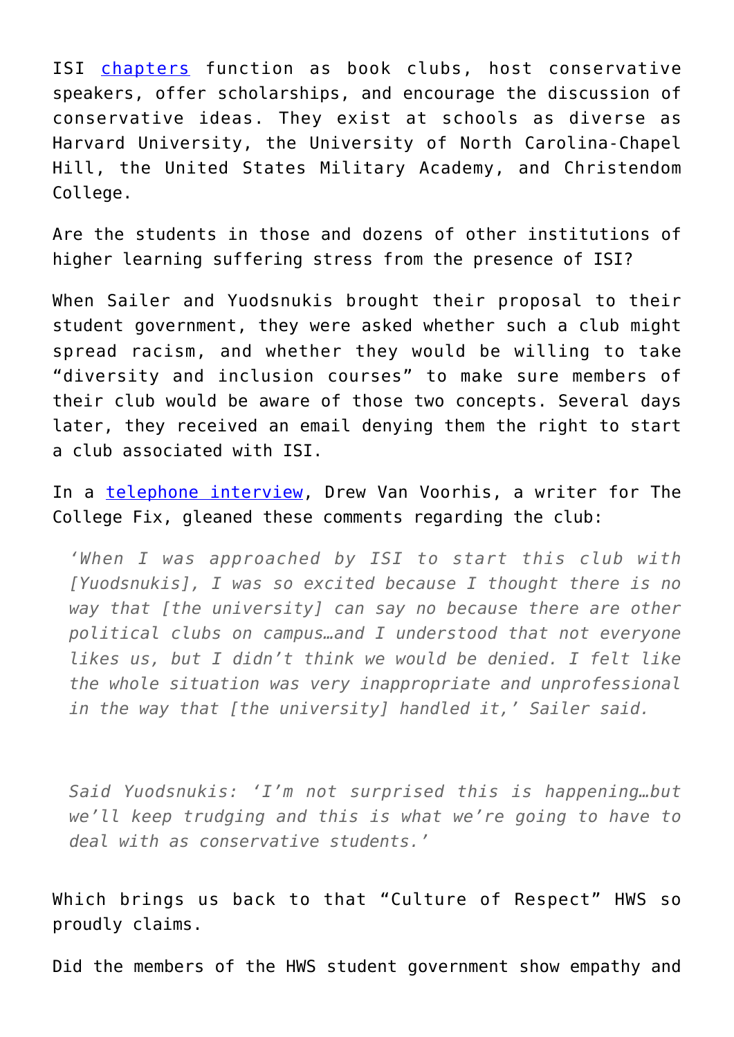ISI [chapters](#) function as book clubs, host conservative speakers, offer scholarships, and encourage the discussion of conservative ideas. They exist at schools as diverse as Harvard University, the University of North Carolina-Chapel Hill, the United States Military Academy, and Christendom College.

Are the students in those and dozens of other institutions of higher learning suffering stress from the presence of ISI?

When Sailer and Yuodsnukis brought their proposal to their student government, they were asked whether such a club might spread racism, and whether they would be willing to take "diversity and inclusion courses" to make sure members of their club would be aware of those two concepts. Several days later, they received an email denying them the right to start a club associated with ISI.

In a [telephone interview](#), Drew Van Voorhis, a writer for The College Fix, gleaned these comments regarding the club:

> *'When I was approached by ISI to start this club with [Yuodsnukis], I was so excited because I thought there is no way that [the university] can say no because there are other political clubs on campus…and I understood that not everyone likes us, but I didn't think we would be denied. I felt like the whole situation was very inappropriate and unprofessional in the way that [the university] handled it,' Sailer said.*
>
> *Said Yuodsnukis: 'I'm not surprised this is happening…but we'll keep trudging and this is what we're going to have to deal with as conservative students.'*

Which brings us back to that "Culture of Respect" HWS so proudly claims.

Did the members of the HWS student government show empathy and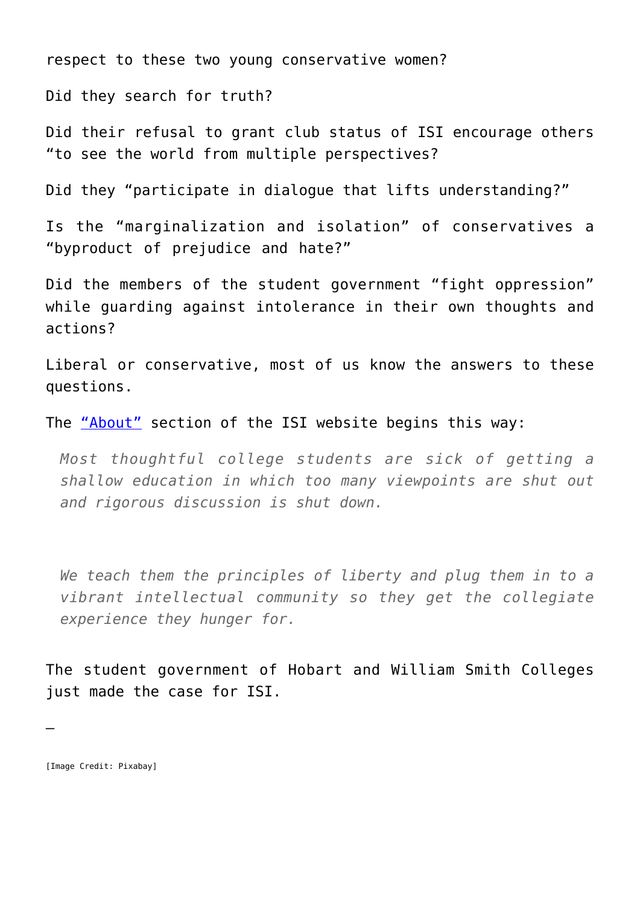respect to these two young conservative women?

Did they search for truth?

Did their refusal to grant club status of ISI encourage others “to see the world from multiple perspectives?

Did they “participate in dialogue that lifts understanding?”

Is the “marginalization and isolation” of conservatives a “byproduct of prejudice and hate?”

Did the members of the student government “fight oppression” while guarding against intolerance in their own thoughts and actions?

Liberal or conservative, most of us know the answers to these questions.

The [“About”](#) section of the ISI website begins this way:

> *Most thoughtful college students are sick of getting a shallow education in which too many viewpoints are shut out and rigorous discussion is shut down.*
>
> *We teach them the principles of liberty and plug them in to a vibrant intellectual community so they get the collegiate experience they hunger for.*

The student government of Hobart and William Smith Colleges just made the case for ISI.

—

[Image Credit: Pixabay]